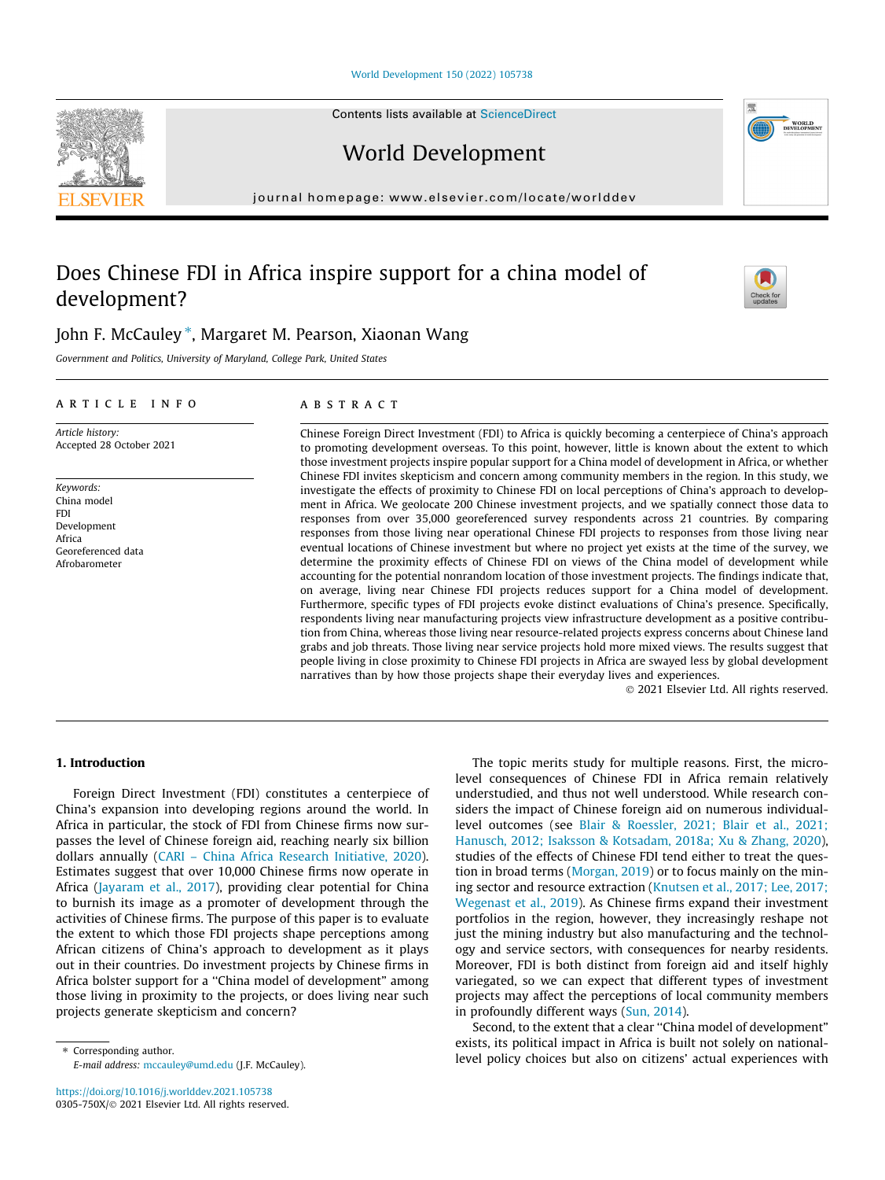# Does Chinese FDI in Africa inspire support for a china model of development?

John F. McCauley *, Margaret M. Pearson, Xiaonan Wang

*Government and Politics, University of Maryland, College Park, United States*

## ARTICLE INFO

*Article history:*
Accepted 28 October 2021

*Keywords:*
China model
FDI
Development
Africa
Georeferenced data
Afrobarometer

## ABSTRACT

Chinese Foreign Direct Investment (FDI) to Africa is quickly becoming a centerpiece of China's approach to promoting development overseas. To this point, however, little is known about the extent to which those investment projects inspire popular support for a China model of development in Africa, or whether Chinese FDI invites skepticism and concern among community members in the region. In this study, we investigate the effects of proximity to Chinese FDI on local perceptions of China's approach to development in Africa. We geolocate 200 Chinese investment projects, and we spatially connect those data to responses from over 35,000 georeferenced survey respondents across 21 countries. By comparing responses from those living near operational Chinese FDI projects to responses from those living near eventual locations of Chinese investment but where no project yet exists at the time of the survey, we determine the proximity effects of Chinese FDI on views of the China model of development while accounting for the potential nonrandom location of those investment projects. The findings indicate that, on average, living near Chinese FDI projects reduces support for a China model of development. Furthermore, specific types of FDI projects evoke distinct evaluations of China's presence. Specifically, respondents living near manufacturing projects view infrastructure development as a positive contribution from China, whereas those living near resource-related projects express concerns about Chinese land grabs and job threats. Those living near service projects hold more mixed views. The results suggest that people living in close proximity to Chinese FDI projects in Africa are swayed less by global development narratives than by how those projects shape their everyday lives and experiences.

© 2021 Elsevier Ltd. All rights reserved.

## 1. Introduction

Foreign Direct Investment (FDI) constitutes a centerpiece of China's expansion into developing regions around the world. In Africa in particular, the stock of FDI from Chinese firms now surpasses the level of Chinese foreign aid, reaching nearly six billion dollars annually (CARI – China Africa Research Initiative, 2020). Estimates suggest that over 10,000 Chinese firms now operate in Africa (Jayaram et al., 2017), providing clear potential for China to burnish its image as a promoter of development through the activities of Chinese firms. The purpose of this paper is to evaluate the extent to which those FDI projects shape perceptions among African citizens of China's approach to development as it plays out in their countries. Do investment projects by Chinese firms in Africa bolster support for a "China model of development" among those living in proximity to the projects, or does living near such projects generate skepticism and concern?

The topic merits study for multiple reasons. First, the micro-level consequences of Chinese FDI in Africa remain relatively understudied, and thus not well understood. While research considers the impact of Chinese foreign aid on numerous individual-level outcomes (see Blair & Roessler, 2021; Blair et al., 2021; Hanusch, 2012; Isaksson & Kotsadam, 2018a; Xu & Zhang, 2020), studies of the effects of Chinese FDI tend either to treat the question in broad terms (Morgan, 2019) or to focus mainly on the mining sector and resource extraction (Knutsen et al., 2017; Lee, 2017; Wegenast et al., 2019). As Chinese firms expand their investment portfolios in the region, however, they increasingly reshape not just the mining industry but also manufacturing and the technology and service sectors, with consequences for nearby residents. Moreover, FDI is both distinct from foreign aid and itself highly variegated, so we can expect that different types of investment projects may affect the perceptions of local community members in profoundly different ways (Sun, 2014).

Second, to the extent that a clear "China model of development" exists, its political impact in Africa is built not solely on national-level policy choices but also on citizens' actual experiences with

---

\* Corresponding author.
*E-mail address:* mccauley@umd.edu (J.F. McCauley).

https://doi.org/10.1016/j.worlddev.2021.105738
0305-750X/© 2021 Elsevier Ltd. All rights reserved.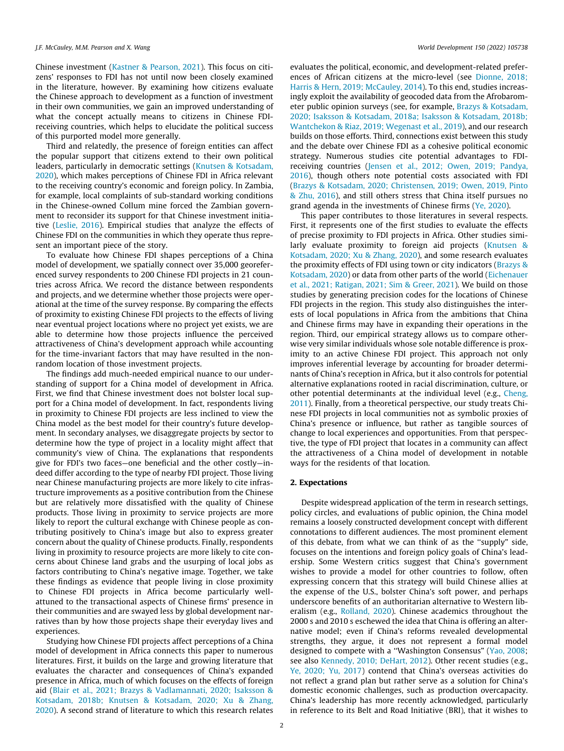Chinese investment (Kastner & Pearson, 2021). This focus on citizens' responses to FDI has not until now been closely examined in the literature, however. By examining how citizens evaluate the Chinese approach to development as a function of investment in their own communities, we gain an improved understanding of what the concept actually means to citizens in Chinese FDI-receiving countries, which helps to elucidate the political success of this purported model more generally.

Third and relatedly, the presence of foreign entities can affect the popular support that citizens extend to their own political leaders, particularly in democratic settings (Knutsen & Kotsadam, 2020), which makes perceptions of Chinese FDI in Africa relevant to the receiving country's economic and foreign policy. In Zambia, for example, local complaints of sub-standard working conditions in the Chinese-owned Collum mine forced the Zambian government to reconsider its support for that Chinese investment initiative (Leslie, 2016). Empirical studies that analyze the effects of Chinese FDI on the communities in which they operate thus represent an important piece of the story.

To evaluate how Chinese FDI shapes perceptions of a China model of development, we spatially connect over 35,000 georeferenced survey respondents to 200 Chinese FDI projects in 21 countries across Africa. We record the distance between respondents and projects, and we determine whether those projects were operational at the time of the survey response. By comparing the effects of proximity to existing Chinese FDI projects to the effects of living near eventual project locations where no project yet exists, we are able to determine how those projects influence the perceived attractiveness of China's development approach while accounting for the time-invariant factors that may have resulted in the non-random location of those investment projects.

The findings add much-needed empirical nuance to our understanding of support for a China model of development in Africa. First, we find that Chinese investment does not bolster local support for a China model of development. In fact, respondents living in proximity to Chinese FDI projects are less inclined to view the China model as the best model for their country's future development. In secondary analyses, we disaggregate projects by sector to determine how the type of project in a locality might affect that community's view of China. The explanations that respondents give for FDI's two faces—one beneficial and the other costly—indeed differ according to the type of nearby FDI project. Those living near Chinese manufacturing projects are more likely to cite infrastructure improvements as a positive contribution from the Chinese but are relatively more dissatisfied with the quality of Chinese products. Those living in proximity to service projects are more likely to report the cultural exchange with Chinese people as contributing positively to China's image but also to express greater concern about the quality of Chinese products. Finally, respondents living in proximity to resource projects are more likely to cite concerns about Chinese land grabs and the usurping of local jobs as factors contributing to China's negative image. Together, we take these findings as evidence that people living in close proximity to Chinese FDI projects in Africa become particularly well-attuned to the transactional aspects of Chinese firms' presence in their communities and are swayed less by global development narratives than by how those projects shape their everyday lives and experiences.

Studying how Chinese FDI projects affect perceptions of a China model of development in Africa connects this paper to numerous literatures. First, it builds on the large and growing literature that evaluates the character and consequences of China's expanded presence in Africa, much of which focuses on the effects of foreign aid (Blair et al., 2021; Brazys & Vadlamannati, 2020; Isaksson & Kotsadam, 2018b; Knutsen & Kotsadam, 2020; Xu & Zhang, 2020). A second strand of literature to which this research relates evaluates the political, economic, and development-related preferences of African citizens at the micro-level (see Dionne, 2018; Harris & Hern, 2019; McCauley, 2014). To this end, studies increasingly exploit the availability of geocoded data from the Afrobarometer public opinion surveys (see, for example, Brazys & Kotsadam, 2020; Isaksson & Kotsadam, 2018a; Isaksson & Kotsadam, 2018b; Wantchekon & Riaz, 2019; Wegenast et al., 2019), and our research builds on those efforts. Third, connections exist between this study and the debate over Chinese FDI as a cohesive political economic strategy. Numerous studies cite potential advantages to FDI-receiving countries (Jensen et al., 2012; Owen, 2019; Pandya, 2016), though others note potential costs associated with FDI (Brazys & Kotsadam, 2020; Christensen, 2019; Owen, 2019, Pinto & Zhu, 2016), and still others stress that China itself pursues no grand agenda in the investments of Chinese firms (Ye, 2020).

This paper contributes to those literatures in several respects. First, it represents one of the first studies to evaluate the effects of precise proximity to FDI projects in Africa. Other studies similarly evaluate proximity to foreign aid projects (Knutsen & Kotsadam, 2020; Xu & Zhang, 2020), and some research evaluates the proximity effects of FDI using town or city indicators (Brazys & Kotsadam, 2020) or data from other parts of the world (Eichenauer et al., 2021; Ratigan, 2021; Sim & Greer, 2021). We build on those studies by generating precision codes for the locations of Chinese FDI projects in the region. This study also distinguishes the interests of local populations in Africa from the ambitions that China and Chinese firms may have in expanding their operations in the region. Third, our empirical strategy allows us to compare otherwise very similar individuals whose sole notable difference is proximity to an active Chinese FDI project. This approach not only improves inferential leverage by accounting for broader determinants of China's reception in Africa, but it also controls for potential alternative explanations rooted in racial discrimination, culture, or other potential determinants at the individual level (e.g., Cheng, 2011). Finally, from a theoretical perspective, our study treats Chinese FDI projects in local communities not as symbolic proxies of China's presence or influence, but rather as tangible sources of change to local experiences and opportunities. From that perspective, the type of FDI project that locates in a community can affect the attractiveness of a China model of development in notable ways for the residents of that location.

## 2. Expectations

Despite widespread application of the term in research settings, policy circles, and evaluations of public opinion, the China model remains a loosely constructed development concept with different connotations to different audiences. The most prominent element of this debate, from what we can think of as the "supply" side, focuses on the intentions and foreign policy goals of China's leadership. Some Western critics suggest that China's government wishes to provide a model for other countries to follow, often expressing concern that this strategy will build Chinese allies at the expense of the U.S., bolster China's soft power, and perhaps underscore benefits of an authoritarian alternative to Western liberalism (e.g., Rolland, 2020). Chinese academics throughout the 2000 s and 2010 s eschewed the idea that China is offering an alternative model; even if China's reforms revealed developmental strengths, they argue, it does not represent a formal model designed to compete with a "Washington Consensus" (Yao, 2008; see also Kennedy, 2010; DeHart, 2012). Other recent studies (e.g., Ye, 2020; Yu, 2017) contend that China's overseas activities do not reflect a grand plan but rather serve as a solution for China's domestic economic challenges, such as production overcapacity. China's leadership has more recently acknowledged, particularly in reference to its Belt and Road Initiative (BRI), that it wishes to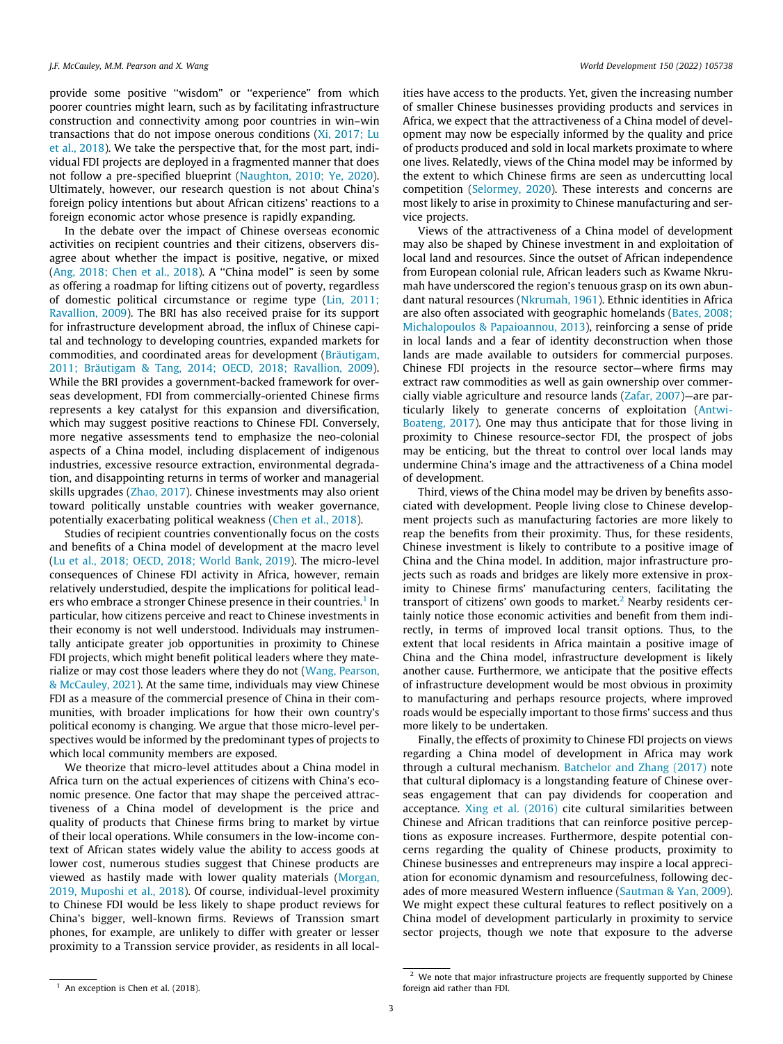provide some positive "wisdom" or "experience" from which poorer countries might learn, such as by facilitating infrastructure construction and connectivity among poor countries in win–win transactions that do not impose onerous conditions (Xi, 2017; Lu et al., 2018). We take the perspective that, for the most part, individual FDI projects are deployed in a fragmented manner that does not follow a pre-specified blueprint (Naughton, 2010; Ye, 2020). Ultimately, however, our research question is not about China's foreign policy intentions but about African citizens' reactions to a foreign economic actor whose presence is rapidly expanding.

In the debate over the impact of Chinese overseas economic activities on recipient countries and their citizens, observers disagree about whether the impact is positive, negative, or mixed (Ang, 2018; Chen et al., 2018). A "China model" is seen by some as offering a roadmap for lifting citizens out of poverty, regardless of domestic political circumstance or regime type (Lin, 2011; Ravallion, 2009). The BRI has also received praise for its support for infrastructure development abroad, the influx of Chinese capital and technology to developing countries, expanded markets for commodities, and coordinated areas for development (Bräutigam, 2011; Bräutigam & Tang, 2014; OECD, 2018; Ravallion, 2009). While the BRI provides a government-backed framework for overseas development, FDI from commercially-oriented Chinese firms represents a key catalyst for this expansion and diversification, which may suggest positive reactions to Chinese FDI. Conversely, more negative assessments tend to emphasize the neo-colonial aspects of a China model, including displacement of indigenous industries, excessive resource extraction, environmental degradation, and disappointing returns in terms of worker and managerial skills upgrades (Zhao, 2017). Chinese investments may also orient toward politically unstable countries with weaker governance, potentially exacerbating political weakness (Chen et al., 2018).

Studies of recipient countries conventionally focus on the costs and benefits of a China model of development at the macro level (Lu et al., 2018; OECD, 2018; World Bank, 2019). The micro-level consequences of Chinese FDI activity in Africa, however, remain relatively understudied, despite the implications for political leaders who embrace a stronger Chinese presence in their countries.[1] In particular, how citizens perceive and react to Chinese investments in their economy is not well understood. Individuals may instrumentally anticipate greater job opportunities in proximity to Chinese FDI projects, which might benefit political leaders where they materialize or may cost those leaders where they do not (Wang, Pearson, & McCauley, 2021). At the same time, individuals may view Chinese FDI as a measure of the commercial presence of China in their communities, with broader implications for how their own country's political economy is changing. We argue that those micro-level perspectives would be informed by the predominant types of projects to which local community members are exposed.

We theorize that micro-level attitudes about a China model in Africa turn on the actual experiences of citizens with China's economic presence. One factor that may shape the perceived attractiveness of a China model of development is the price and quality of products that Chinese firms bring to market by virtue of their local operations. While consumers in the low-income context of African states widely value the ability to access goods at lower cost, numerous studies suggest that Chinese products are viewed as hastily made with lower quality materials (Morgan, 2019, Muposhi et al., 2018). Of course, individual-level proximity to Chinese FDI would be less likely to shape product reviews for China's bigger, well-known firms. Reviews of Transsion smart phones, for example, are unlikely to differ with greater or lesser proximity to a Transsion service provider, as residents in all localities have access to the products. Yet, given the increasing number of smaller Chinese businesses providing products and services in Africa, we expect that the attractiveness of a China model of development may now be especially informed by the quality and price of products produced and sold in local markets proximate to where one lives. Relatedly, views of the China model may be informed by the extent to which Chinese firms are seen as undercutting local competition (Selormey, 2020). These interests and concerns are most likely to arise in proximity to Chinese manufacturing and service projects.

Views of the attractiveness of a China model of development may also be shaped by Chinese investment in and exploitation of local land and resources. Since the outset of African independence from European colonial rule, African leaders such as Kwame Nkrumah have underscored the region's tenuous grasp on its own abundant natural resources (Nkrumah, 1961). Ethnic identities in Africa are also often associated with geographic homelands (Bates, 2008; Michalopoulos & Papaioannou, 2013), reinforcing a sense of pride in local lands and a fear of identity deconstruction when those lands are made available to outsiders for commercial purposes. Chinese FDI projects in the resource sector—where firms may extract raw commodities as well as gain ownership over commercially viable agriculture and resource lands (Zafar, 2007)—are particularly likely to generate concerns of exploitation (Antwi-Boateng, 2017). One may thus anticipate that for those living in proximity to Chinese resource-sector FDI, the prospect of jobs may be enticing, but the threat to control over local lands may undermine China's image and the attractiveness of a China model of development.

Third, views of the China model may be driven by benefits associated with development. People living close to Chinese development projects such as manufacturing factories are more likely to reap the benefits from their proximity. Thus, for these residents, Chinese investment is likely to contribute to a positive image of China and the China model. In addition, major infrastructure projects such as roads and bridges are likely more extensive in proximity to Chinese firms' manufacturing centers, facilitating the transport of citizens' own goods to market.[2] Nearby residents certainly notice those economic activities and benefit from them indirectly, in terms of improved local transit options. Thus, to the extent that local residents in Africa maintain a positive image of China and the China model, infrastructure development is likely another cause. Furthermore, we anticipate that the positive effects of infrastructure development would be most obvious in proximity to manufacturing and perhaps resource projects, where improved roads would be especially important to those firms' success and thus more likely to be undertaken.

Finally, the effects of proximity to Chinese FDI projects on views regarding a China model of development in Africa may work through a cultural mechanism. Batchelor and Zhang (2017) note that cultural diplomacy is a longstanding feature of Chinese overseas engagement that can pay dividends for cooperation and acceptance. Xing et al. (2016) cite cultural similarities between Chinese and African traditions that can reinforce positive perceptions as exposure increases. Furthermore, despite potential concerns regarding the quality of Chinese products, proximity to Chinese businesses and entrepreneurs may inspire a local appreciation for economic dynamism and resourcefulness, following decades of more measured Western influence (Sautman & Yan, 2009). We might expect these cultural features to reflect positively on a China model of development particularly in proximity to service sector projects, though we note that exposure to the adverse

[1] An exception is Chen et al. (2018).

[2] We note that major infrastructure projects are frequently supported by Chinese foreign aid rather than FDI.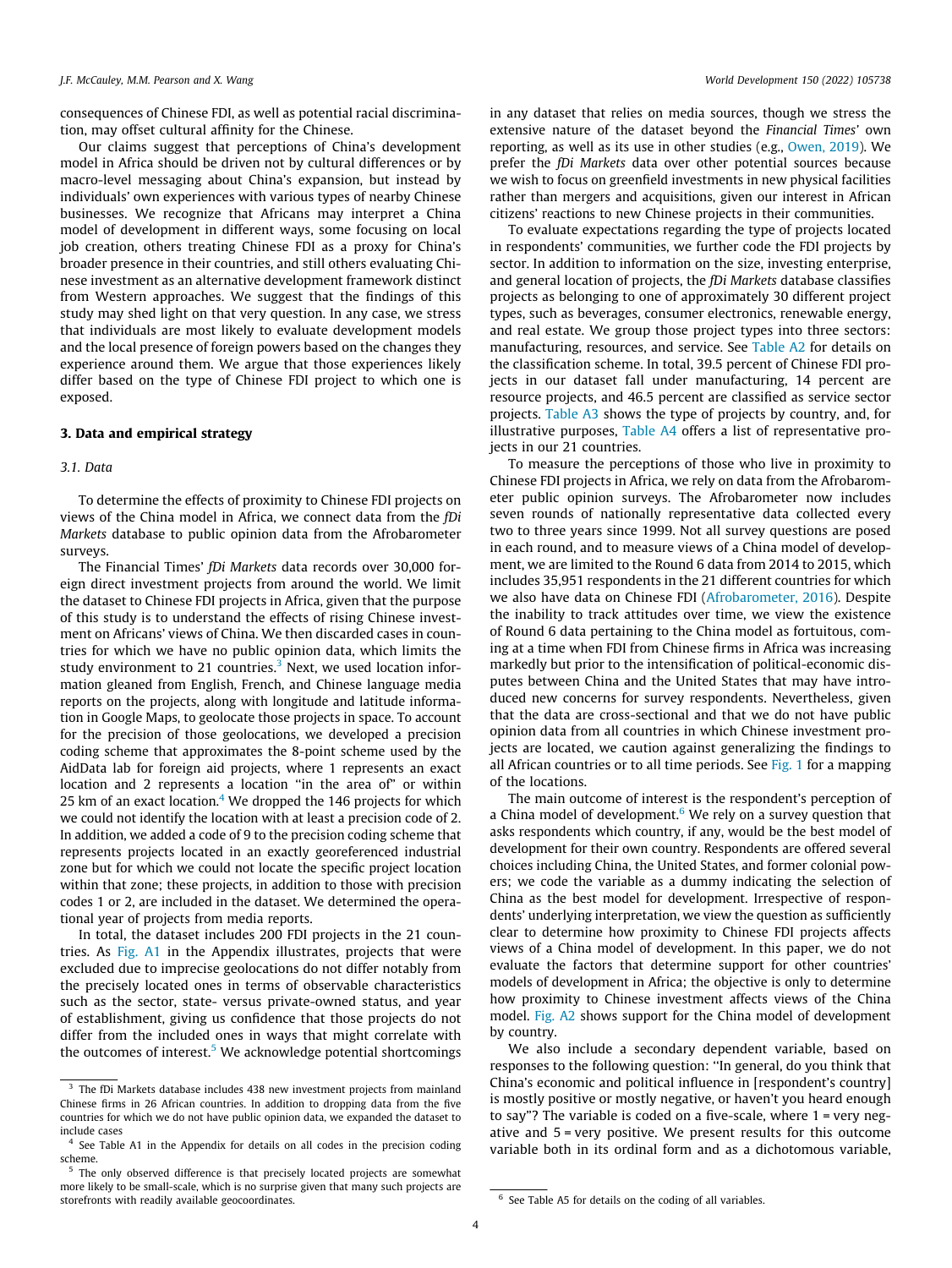consequences of Chinese FDI, as well as potential racial discrimination, may offset cultural affinity for the Chinese.

Our claims suggest that perceptions of China's development model in Africa should be driven not by cultural differences or by macro-level messaging about China's expansion, but instead by individuals' own experiences with various types of nearby Chinese businesses. We recognize that Africans may interpret a China model of development in different ways, some focusing on local job creation, others treating Chinese FDI as a proxy for China's broader presence in their countries, and still others evaluating Chinese investment as an alternative development framework distinct from Western approaches. We suggest that the findings of this study may shed light on that very question. In any case, we stress that individuals are most likely to evaluate development models and the local presence of foreign powers based on the changes they experience around them. We argue that those experiences likely differ based on the type of Chinese FDI project to which one is exposed.

## 3. Data and empirical strategy

### 3.1. Data

To determine the effects of proximity to Chinese FDI projects on views of the China model in Africa, we connect data from the *fDi Markets* database to public opinion data from the Afrobarometer surveys.

The Financial Times' *fDi Markets* data records over 30,000 foreign direct investment projects from around the world. We limit the dataset to Chinese FDI projects in Africa, given that the purpose of this study is to understand the effects of rising Chinese investment on Africans' views of China. We then discarded cases in countries for which we have no public opinion data, which limits the study environment to 21 countries.[3] Next, we used location information gleaned from English, French, and Chinese language media reports on the projects, along with longitude and latitude information in Google Maps, to geolocate those projects in space. To account for the precision of those geolocations, we developed a precision coding scheme that approximates the 8-point scheme used by the AidData lab for foreign aid projects, where 1 represents an exact location and 2 represents a location "in the area of" or within 25 km of an exact location.[4] We dropped the 146 projects for which we could not identify the location with at least a precision code of 2. In addition, we added a code of 9 to the precision coding scheme that represents projects located in an exactly georeferenced industrial zone but for which we could not locate the specific project location within that zone; these projects, in addition to those with precision codes 1 or 2, are included in the dataset. We determined the operational year of projects from media reports.

In total, the dataset includes 200 FDI projects in the 21 countries. As Fig. A1 in the Appendix illustrates, projects that were excluded due to imprecise geolocations do not differ notably from the precisely located ones in terms of observable characteristics such as the sector, state- versus private-owned status, and year of establishment, giving us confidence that those projects do not differ from the included ones in ways that might correlate with the outcomes of interest.[5] We acknowledge potential shortcomings in any dataset that relies on media sources, though we stress the extensive nature of the dataset beyond the *Financial Times'* own reporting, as well as its use in other studies (e.g., Owen, 2019). We prefer the *fDi Markets* data over other potential sources because we wish to focus on greenfield investments in new physical facilities rather than mergers and acquisitions, given our interest in African citizens' reactions to new Chinese projects in their communities.

To evaluate expectations regarding the type of projects located in respondents' communities, we further code the FDI projects by sector. In addition to information on the size, investing enterprise, and general location of projects, the *fDi Markets* database classifies projects as belonging to one of approximately 30 different project types, such as beverages, consumer electronics, renewable energy, and real estate. We group those project types into three sectors: manufacturing, resources, and service. See Table A2 for details on the classification scheme. In total, 39.5 percent of Chinese FDI projects in our dataset fall under manufacturing, 14 percent are resource projects, and 46.5 percent are classified as service sector projects. Table A3 shows the type of projects by country, and, for illustrative purposes, Table A4 offers a list of representative projects in our 21 countries.

To measure the perceptions of those who live in proximity to Chinese FDI projects in Africa, we rely on data from the Afrobarometer public opinion surveys. The Afrobarometer now includes seven rounds of nationally representative data collected every two to three years since 1999. Not all survey questions are posed in each round, and to measure views of a China model of development, we are limited to the Round 6 data from 2014 to 2015, which includes 35,951 respondents in the 21 different countries for which we also have data on Chinese FDI (Afrobarometer, 2016). Despite the inability to track attitudes over time, we view the existence of Round 6 data pertaining to the China model as fortuitous, coming at a time when FDI from Chinese firms in Africa was increasing markedly but prior to the intensification of political-economic disputes between China and the United States that may have introduced new concerns for survey respondents. Nevertheless, given that the data are cross-sectional and that we do not have public opinion data from all countries in which Chinese investment projects are located, we caution against generalizing the findings to all African countries or to all time periods. See Fig. 1 for a mapping of the locations.

The main outcome of interest is the respondent's perception of a China model of development.[6] We rely on a survey question that asks respondents which country, if any, would be the best model of development for their own country. Respondents are offered several choices including China, the United States, and former colonial powers; we code the variable as a dummy indicating the selection of China as the best model for development. Irrespective of respondents' underlying interpretation, we view the question as sufficiently clear to determine how proximity to Chinese FDI projects affects views of a China model of development. In this paper, we do not evaluate the factors that determine support for other countries' models of development in Africa; the objective is only to determine how proximity to Chinese investment affects views of the China model. Fig. A2 shows support for the China model of development by country.

We also include a secondary dependent variable, based on responses to the following question: "In general, do you think that China's economic and political influence in [respondent's country] is mostly positive or mostly negative, or haven't you heard enough to say"? The variable is coded on a five-scale, where 1 = very negative and 5 = very positive. We present results for this outcome variable both in its ordinal form and as a dichotomous variable,

---

[3] The fDi Markets database includes 438 new investment projects from mainland Chinese firms in 26 African countries. In addition to dropping data from the five countries for which we do not have public opinion data, we expanded the dataset to include cases

[4] See Table A1 in the Appendix for details on all codes in the precision coding scheme.

[5] The only observed difference is that precisely located projects are somewhat more likely to be small-scale, which is no surprise given that many such projects are storefronts with readily available geocoordinates.

[6] See Table A5 for details on the coding of all variables.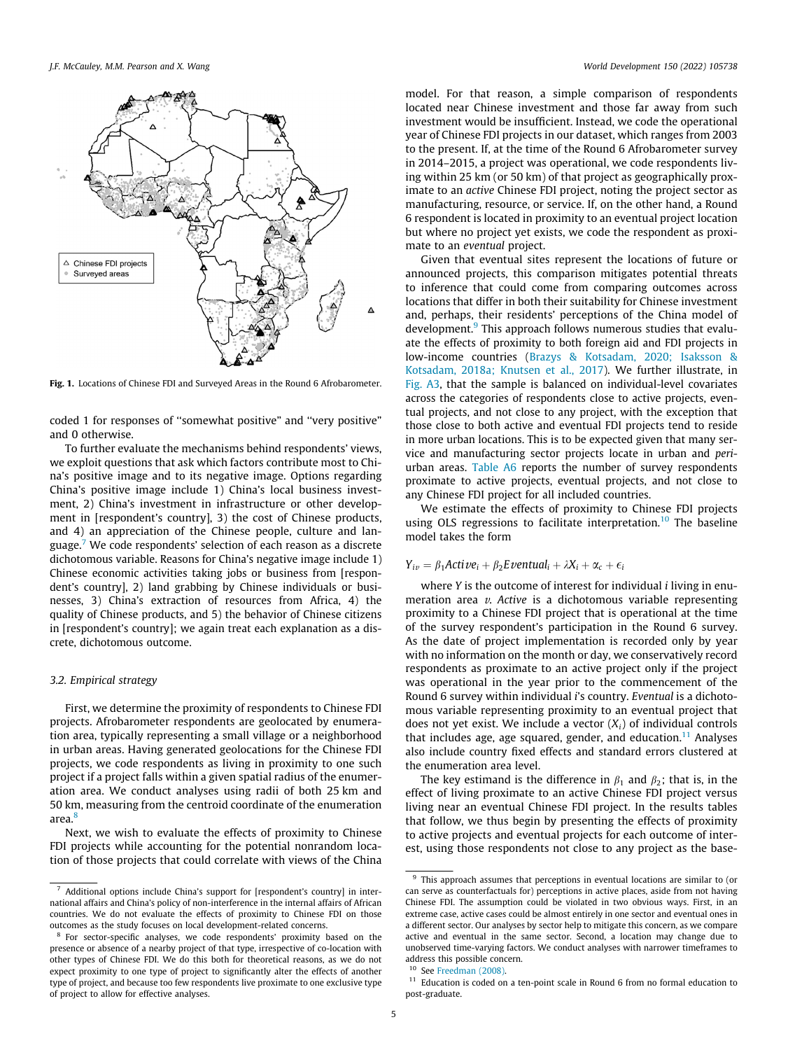Fig. 1. Locations of Chinese FDI and Surveyed Areas in the Round 6 Afrobarometer.

coded 1 for responses of "somewhat positive" and "very positive" and 0 otherwise.

To further evaluate the mechanisms behind respondents' views, we exploit questions that ask which factors contribute most to China's positive image and to its negative image. Options regarding China's positive image include 1) China's local business investment, 2) China's investment in infrastructure or other development in [respondent's country], 3) the cost of Chinese products, and 4) an appreciation of the Chinese people, culture and language.[7] We code respondents' selection of each reason as a discrete dichotomous variable. Reasons for China's negative image include 1) Chinese economic activities taking jobs or business from [respondent's country], 2) land grabbing by Chinese individuals or businesses, 3) China's extraction of resources from Africa, 4) the quality of Chinese products, and 5) the behavior of Chinese citizens in [respondent's country]; we again treat each explanation as a discrete, dichotomous outcome.

### 3.2. Empirical strategy

First, we determine the proximity of respondents to Chinese FDI projects. Afrobarometer respondents are geolocated by enumeration area, typically representing a small village or a neighborhood in urban areas. Having generated geolocations for the Chinese FDI projects, we code respondents as living in proximity to one such project if a project falls within a given spatial radius of the enumeration area. We conduct analyses using radii of both 25 km and 50 km, measuring from the centroid coordinate of the enumeration area.[8]

Next, we wish to evaluate the effects of proximity to Chinese FDI projects while accounting for the potential nonrandom location of those projects that could correlate with views of the China model. For that reason, a simple comparison of respondents located near Chinese investment and those far away from such investment would be insufficient. Instead, we code the operational year of Chinese FDI projects in our dataset, which ranges from 2003 to the present. If, at the time of the Round 6 Afrobarometer survey in 2014–2015, a project was operational, we code respondents living within 25 km (or 50 km) of that project as geographically proximate to an *active* Chinese FDI project, noting the project sector as manufacturing, resource, or service. If, on the other hand, a Round 6 respondent is located in proximity to an eventual project location but where no project yet exists, we code the respondent as proximate to an *eventual* project.

Given that eventual sites represent the locations of future or announced projects, this comparison mitigates potential threats to inference that could come from comparing outcomes across locations that differ in both their suitability for Chinese investment and, perhaps, their residents' perceptions of the China model of development.[9] This approach follows numerous studies that evaluate the effects of proximity to both foreign aid and FDI projects in low-income countries (Brazys & Kotsadam, 2020; Isaksson & Kotsadam, 2018a; Knutsen et al., 2017). We further illustrate, in Fig. A3, that the sample is balanced on individual-level covariates across the categories of respondents close to active projects, eventual projects, and not close to any project, with the exception that those close to both active and eventual FDI projects tend to reside in more urban locations. This is to be expected given that many service and manufacturing sector projects locate in urban and *peri*-urban areas. Table A6 reports the number of survey respondents proximate to active projects, eventual projects, and not close to any Chinese FDI project for all included countries.

We estimate the effects of proximity to Chinese FDI projects using OLS regressions to facilitate interpretation.[10] The baseline model takes the form

$$Y_{iv} = \beta_1 Active_i + \beta_2 Eventual_i + \lambda X_i + \alpha_c + \epsilon_i$$

where $Y$ is the outcome of interest for individual $i$ living in enumeration area $v$. *Active* is a dichotomous variable representing proximity to a Chinese FDI project that is operational at the time of the survey respondent's participation in the Round 6 survey. As the date of project implementation is recorded only by year with no information on the month or day, we conservatively record respondents as proximate to an active project only if the project was operational in the year prior to the commencement of the Round 6 survey within individual $i$'s country. *Eventual* is a dichotomous variable representing proximity to an eventual project that does not yet exist. We include a vector ($X_i$) of individual controls that includes age, age squared, gender, and education.[11] Analyses also include country fixed effects and standard errors clustered at the enumeration area level.

The key estimand is the difference in $\beta_1$ and $\beta_2$; that is, in the effect of living proximate to an active Chinese FDI project versus living near an eventual Chinese FDI project. In the results tables that follow, we thus begin by presenting the effects of proximity to active projects and eventual projects for each outcome of interest, using those respondents not close to any project as the base-

---

[7] Additional options include China's support for [respondent's country] in international affairs and China's policy of non-interference in the internal affairs of African countries. We do not evaluate the effects of proximity to Chinese FDI on those outcomes as the study focuses on local development-related concerns.

[8] For sector-specific analyses, we code respondents' proximity based on the presence or absence of a nearby project of that type, irrespective of co-location with other types of Chinese FDI. We do this both for theoretical reasons, as we do not expect proximity to one type of project to significantly alter the effects of another type of project, and because too few respondents live proximate to one exclusive type of project to allow for effective analyses.

[9] This approach assumes that perceptions in eventual locations are similar to (or can serve as counterfactuals for) perceptions in active places, aside from not having Chinese FDI. The assumption could be violated in two obvious ways. First, in an extreme case, active cases could be almost entirely in one sector and eventual ones in a different sector. Our analyses by sector help to mitigate this concern, as we compare active and eventual in the same sector. Second, a location may change due to unobserved time-varying factors. We conduct analyses with narrower timeframes to address this possible concern.

[10] See Freedman (2008).

[11] Education is coded on a ten-point scale in Round 6 from no formal education to post-graduate.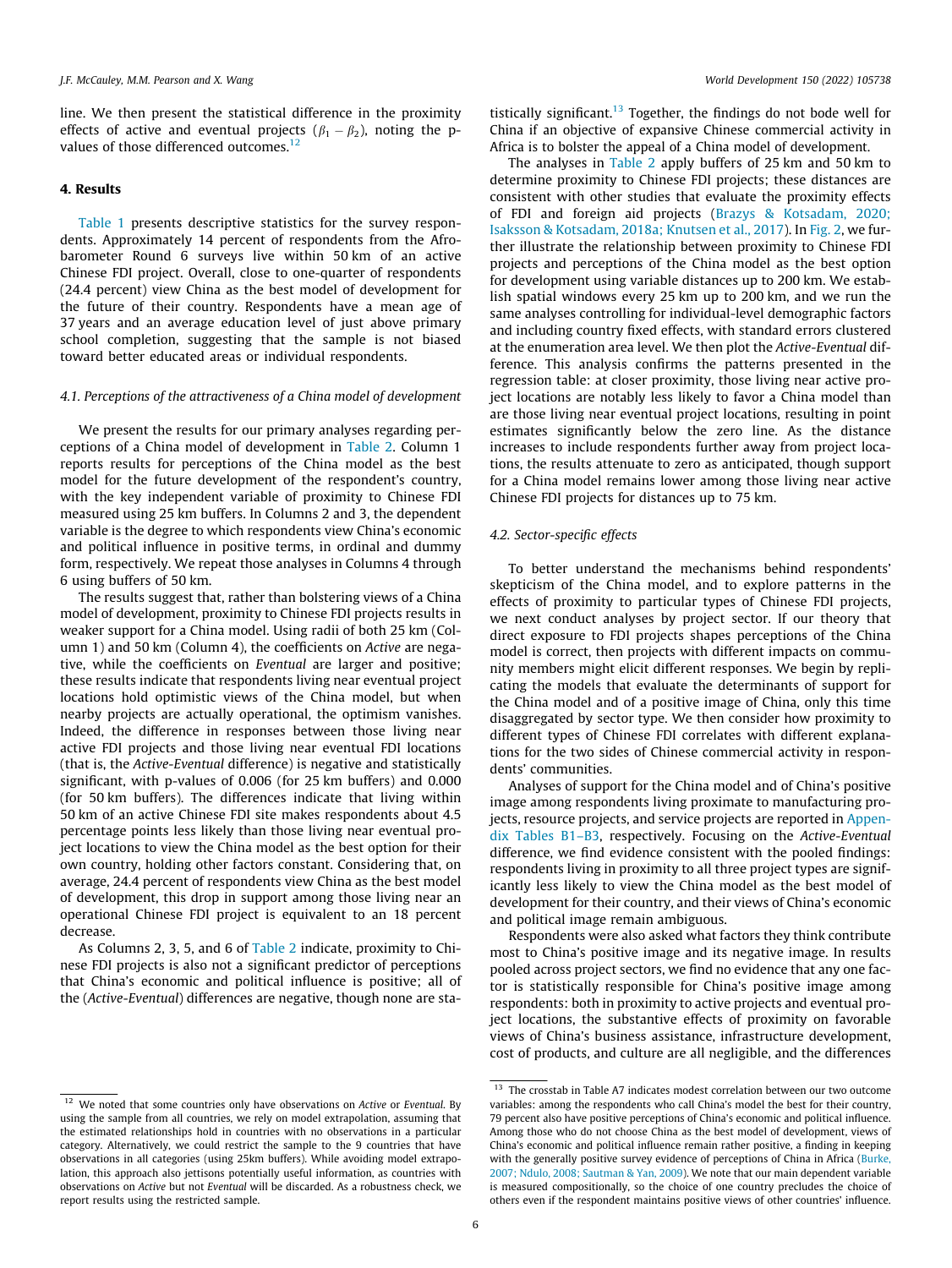line. We then present the statistical difference in the proximity effects of active and eventual projects ($\beta_1 - \beta_2$), noting the p-values of those differenced outcomes.[12]

## 4. Results

Table 1 presents descriptive statistics for the survey respondents. Approximately 14 percent of respondents from the Afrobarometer Round 6 surveys live within 50 km of an active Chinese FDI project. Overall, close to one-quarter of respondents (24.4 percent) view China as the best model of development for the future of their country. Respondents have a mean age of 37 years and an average education level of just above primary school completion, suggesting that the sample is not biased toward better educated areas or individual respondents.

### 4.1. Perceptions of the attractiveness of a China model of development

We present the results for our primary analyses regarding perceptions of a China model of development in Table 2. Column 1 reports results for perceptions of the China model as the best model for the future development of the respondent's country, with the key independent variable of proximity to Chinese FDI measured using 25 km buffers. In Columns 2 and 3, the dependent variable is the degree to which respondents view China's economic and political influence in positive terms, in ordinal and dummy form, respectively. We repeat those analyses in Columns 4 through 6 using buffers of 50 km.

The results suggest that, rather than bolstering views of a China model of development, proximity to Chinese FDI projects results in weaker support for a China model. Using radii of both 25 km (Column 1) and 50 km (Column 4), the coefficients on *Active* are negative, while the coefficients on *Eventual* are larger and positive; these results indicate that respondents living near eventual project locations hold optimistic views of the China model, but when nearby projects are actually operational, the optimism vanishes. Indeed, the difference in responses between those living near active FDI projects and those living near eventual FDI locations (that is, the *Active-Eventual* difference) is negative and statistically significant, with p-values of 0.006 (for 25 km buffers) and 0.000 (for 50 km buffers). The differences indicate that living within 50 km of an active Chinese FDI site makes respondents about 4.5 percentage points less likely than those living near eventual project locations to view the China model as the best option for their own country, holding other factors constant. Considering that, on average, 24.4 percent of respondents view China as the best model of development, this drop in support among those living near an operational Chinese FDI project is equivalent to an 18 percent decrease.

As Columns 2, 3, 5, and 6 of Table 2 indicate, proximity to Chinese FDI projects is also not a significant predictor of perceptions that China's economic and political influence is positive; all of the (*Active-Eventual*) differences are negative, though none are statistically significant.[13] Together, the findings do not bode well for China if an objective of expansive Chinese commercial activity in Africa is to bolster the appeal of a China model of development.

The analyses in Table 2 apply buffers of 25 km and 50 km to determine proximity to Chinese FDI projects; these distances are consistent with other studies that evaluate the proximity effects of FDI and foreign aid projects (Brazys & Kotsadam, 2020; Isaksson & Kotsadam, 2018a; Knutsen et al., 2017). In Fig. 2, we further illustrate the relationship between proximity to Chinese FDI projects and perceptions of the China model as the best option for development using variable distances up to 200 km. We establish spatial windows every 25 km up to 200 km, and we run the same analyses controlling for individual-level demographic factors and including country fixed effects, with standard errors clustered at the enumeration area level. We then plot the *Active-Eventual* difference. This analysis confirms the patterns presented in the regression table: at closer proximity, those living near active project locations are notably less likely to favor a China model than are those living near eventual project locations, resulting in point estimates significantly below the zero line. As the distance increases to include respondents further away from project locations, the results attenuate to zero as anticipated, though support for a China model remains lower among those living near active Chinese FDI projects for distances up to 75 km.

### 4.2. Sector-specific effects

To better understand the mechanisms behind respondents' skepticism of the China model, and to explore patterns in the effects of proximity to particular types of Chinese FDI projects, we next conduct analyses by project sector. If our theory that direct exposure to FDI projects shapes perceptions of the China model is correct, then projects with different impacts on community members might elicit different responses. We begin by replicating the models that evaluate the determinants of support for the China model and of a positive image of China, only this time disaggregated by sector type. We then consider how proximity to different types of Chinese FDI correlates with different explanations for the two sides of Chinese commercial activity in respondents' communities.

Analyses of support for the China model and of China's positive image among respondents living proximate to manufacturing projects, resource projects, and service projects are reported in Appendix Tables B1–B3, respectively. Focusing on the *Active-Eventual* difference, we find evidence consistent with the pooled findings: respondents living in proximity to all three project types are significantly less likely to view the China model as the best model of development for their country, and their views of China's economic and political image remain ambiguous.

Respondents were also asked what factors they think contribute most to China's positive image and its negative image. In results pooled across project sectors, we find no evidence that any one factor is statistically responsible for China's positive image among respondents: both in proximity to active projects and eventual project locations, the substantive effects of proximity on favorable views of China's business assistance, infrastructure development, cost of products, and culture are all negligible, and the differences

---

[12] We noted that some countries only have observations on *Active* or *Eventual*. By using the sample from all countries, we rely on model extrapolation, assuming that the estimated relationships hold in countries with no observations in a particular category. Alternatively, we could restrict the sample to the 9 countries that have observations in all categories (using 25km buffers). While avoiding model extrapolation, this approach also jettisons potentially useful information, as countries with observations on *Active* but not *Eventual* will be discarded. As a robustness check, we report results using the restricted sample.

[13] The crosstab in Table A7 indicates modest correlation between our two outcome variables: among the respondents who call China's model the best for their country, 79 percent also have positive perceptions of China's economic and political influence. Among those who do not choose China as the best model of development, views of China's economic and political influence remain rather positive, a finding in keeping with the generally positive survey evidence of perceptions of China in Africa (Burke, 2007; Ndulo, 2008; Sautman & Yan, 2009). We note that our main dependent variable is measured compositionally, so the choice of one country precludes the choice of others even if the respondent maintains positive views of other countries' influence.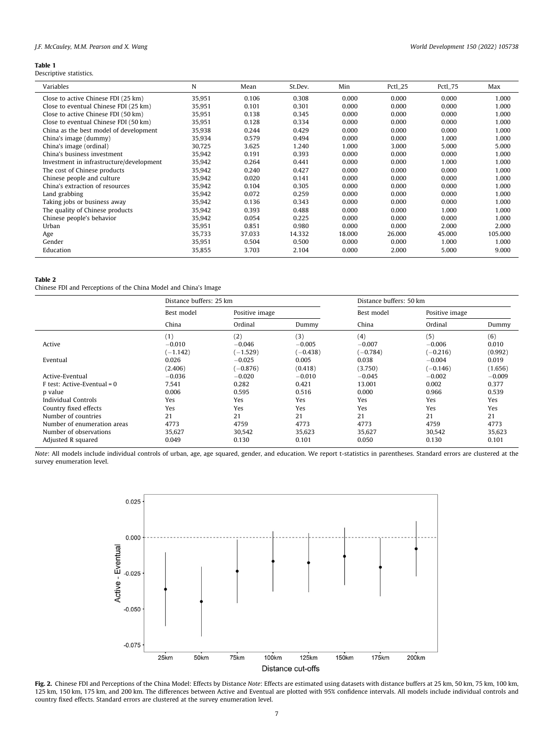**Table 1**
Descriptive statistics.

| Variables | N | Mean | St.Dev. | Min | Pctl_25 | Pctl_75 | Max |
|---|---|---|---|---|---|---|---|
| Close to active Chinese FDI (25 km) | 35,951 | 0.106 | 0.308 | 0.000 | 0.000 | 0.000 | 1.000 |
| Close to eventual Chinese FDI (25 km) | 35,951 | 0.101 | 0.301 | 0.000 | 0.000 | 0.000 | 1.000 |
| Close to active Chinese FDI (50 km) | 35,951 | 0.138 | 0.345 | 0.000 | 0.000 | 0.000 | 1.000 |
| Close to eventual Chinese FDI (50 km) | 35,951 | 0.128 | 0.334 | 0.000 | 0.000 | 0.000 | 1.000 |
| China as the best model of development | 35,938 | 0.244 | 0.429 | 0.000 | 0.000 | 0.000 | 1.000 |
| China's image (dummy) | 35,934 | 0.579 | 0.494 | 0.000 | 0.000 | 1.000 | 1.000 |
| China's image (ordinal) | 30,725 | 3.625 | 1.240 | 1.000 | 3.000 | 5.000 | 5.000 |
| China's business investment | 35,942 | 0.191 | 0.393 | 0.000 | 0.000 | 0.000 | 1.000 |
| Investment in infrastructure/development | 35,942 | 0.264 | 0.441 | 0.000 | 0.000 | 1.000 | 1.000 |
| The cost of Chinese products | 35,942 | 0.240 | 0.427 | 0.000 | 0.000 | 0.000 | 1.000 |
| Chinese people and culture | 35,942 | 0.020 | 0.141 | 0.000 | 0.000 | 0.000 | 1.000 |
| China's extraction of resources | 35,942 | 0.104 | 0.305 | 0.000 | 0.000 | 0.000 | 1.000 |
| Land grabbing | 35,942 | 0.072 | 0.259 | 0.000 | 0.000 | 0.000 | 1.000 |
| Taking jobs or business away | 35,942 | 0.136 | 0.343 | 0.000 | 0.000 | 0.000 | 1.000 |
| The quality of Chinese products | 35,942 | 0.393 | 0.488 | 0.000 | 0.000 | 1.000 | 1.000 |
| Chinese people's behavior | 35,942 | 0.054 | 0.225 | 0.000 | 0.000 | 0.000 | 1.000 |
| Urban | 35,951 | 0.851 | 0.980 | 0.000 | 0.000 | 2.000 | 2.000 |
| Age | 35,733 | 37.033 | 14.332 | 18.000 | 26.000 | 45.000 | 105.000 |
| Gender | 35,951 | 0.504 | 0.500 | 0.000 | 0.000 | 1.000 | 1.000 |
| Education | 35,855 | 3.703 | 2.104 | 0.000 | 2.000 | 5.000 | 9.000 |

**Table 2**
Chinese FDI and Perceptions of the China Model and China's Image

| | Distance buffers: 25 km | | | Distance buffers: 50 km | | |
|---|---|---|---|---|---|---|
| | Best model | Positive image | | Best model | Positive image | |
| | China | Ordinal | Dummy | China | Ordinal | Dummy |
| | (1) | (2) | (3) | (4) | (5) | (6) |
| Active | −0.010 | −0.046 | −0.005 | −0.007 | −0.006 | 0.010 |
| | (−1.142) | (−1.529) | (−0.438) | (−0.784) | (−0.216) | (0.992) |
| Eventual | 0.026 | −0.025 | 0.005 | 0.038 | −0.004 | 0.019 |
| | (2.406) | (−0.876) | (0.418) | (3.750) | (−0.146) | (1.656) |
| Active-Eventual | −0.036 | −0.020 | −0.010 | −0.045 | −0.002 | −0.009 |
| F test: Active-Eventual = 0 | 7.541 | 0.282 | 0.421 | 13.001 | 0.002 | 0.377 |
| p value | 0.006 | 0.595 | 0.516 | 0.000 | 0.966 | 0.539 |
| Individual Controls | Yes | Yes | Yes | Yes | Yes | Yes |
| Country fixed effects | Yes | Yes | Yes | Yes | Yes | Yes |
| Number of countries | 21 | 21 | 21 | 21 | 21 | 21 |
| Number of enumeration areas | 4773 | 4759 | 4773 | 4773 | 4759 | 4773 |
| Number of observations | 35,627 | 30,542 | 35,623 | 35,627 | 30,542 | 35,623 |
| Adjusted R squared | 0.049 | 0.130 | 0.101 | 0.050 | 0.130 | 0.101 |

*Note*: All models include individual controls of urban, age, age squared, gender, and education. We report t-statistics in parentheses. Standard errors are clustered at the survey enumeration level.

**Fig. 2.** Chinese FDI and Perceptions of the China Model: Effects by Distance *Note*: Effects are estimated using datasets with distance buffers at 25 km, 50 km, 75 km, 100 km, 125 km, 150 km, 175 km, and 200 km. The differences between Active and Eventual are plotted with 95% confidence intervals. All models include individual controls and country fixed effects. Standard errors are clustered at the survey enumeration level.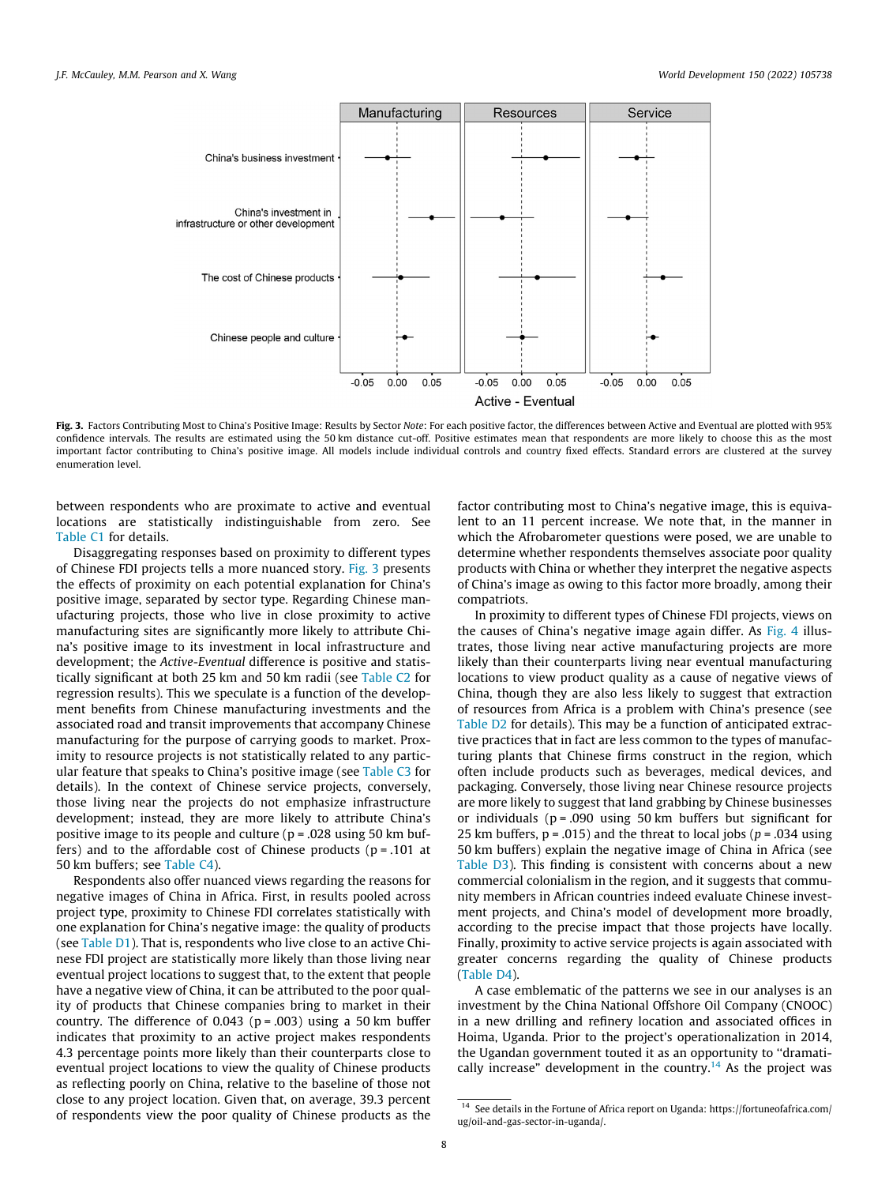**Fig. 3.** Factors Contributing Most to China's Positive Image: Results by Sector *Note*: For each positive factor, the differences between Active and Eventual are plotted with 95% confidence intervals. The results are estimated using the 50 km distance cut-off. Positive estimates mean that respondents are more likely to choose this as the most important factor contributing to China's positive image. All models include individual controls and country fixed effects. Standard errors are clustered at the survey enumeration level.

between respondents who are proximate to active and eventual locations are statistically indistinguishable from zero. See Table C1 for details.

Disaggregating responses based on proximity to different types of Chinese FDI projects tells a more nuanced story. Fig. 3 presents the effects of proximity on each potential explanation for China's positive image, separated by sector type. Regarding Chinese manufacturing projects, those who live in close proximity to active manufacturing sites are significantly more likely to attribute China's positive image to its investment in local infrastructure and development; the *Active-Eventual* difference is positive and statistically significant at both 25 km and 50 km radii (see Table C2 for regression results). This we speculate is a function of the development benefits from Chinese manufacturing investments and the associated road and transit improvements that accompany Chinese manufacturing for the purpose of carrying goods to market. Proximity to resource projects is not statistically related to any particular feature that speaks to China's positive image (see Table C3 for details). In the context of Chinese service projects, conversely, those living near the projects do not emphasize infrastructure development; instead, they are more likely to attribute China's positive image to its people and culture ($p = .028$ using 50 km buffers) and to the affordable cost of Chinese products ($p = .101$ at 50 km buffers; see Table C4).

Respondents also offer nuanced views regarding the reasons for negative images of China in Africa. First, in results pooled across project type, proximity to Chinese FDI correlates statistically with one explanation for China's negative image: the quality of products (see Table D1). That is, respondents who live close to an active Chinese FDI project are statistically more likely than those living near eventual project locations to suggest that, to the extent that people have a negative view of China, it can be attributed to the poor quality of products that Chinese companies bring to market in their country. The difference of 0.043 ($p = .003$) using a 50 km buffer indicates that proximity to an active project makes respondents 4.3 percentage points more likely than their counterparts close to eventual project locations to view the quality of Chinese products as reflecting poorly on China, relative to the baseline of those not close to any project location. Given that, on average, 39.3 percent of respondents view the poor quality of Chinese products as the factor contributing most to China's negative image, this is equivalent to an 11 percent increase. We note that, in the manner in which the Afrobarometer questions were posed, we are unable to determine whether respondents themselves associate poor quality products with China or whether they interpret the negative aspects of China's image as owing to this factor more broadly, among their compatriots.

In proximity to different types of Chinese FDI projects, views on the causes of China's negative image again differ. As Fig. 4 illustrates, those living near active manufacturing projects are more likely than their counterparts living near eventual manufacturing locations to view product quality as a cause of negative views of China, though they are also less likely to suggest that extraction of resources from Africa is a problem with China's presence (see Table D2 for details). This may be a function of anticipated extractive practices that in fact are less common to the types of manufacturing plants that Chinese firms construct in the region, which often include products such as beverages, medical devices, and packaging. Conversely, those living near Chinese resource projects are more likely to suggest that land grabbing by Chinese businesses or individuals ($p = .090$ using 50 km buffers but significant for 25 km buffers, $p = .015$) and the threat to local jobs ($p = .034$ using 50 km buffers) explain the negative image of China in Africa (see Table D3). This finding is consistent with concerns about a new commercial colonialism in the region, and it suggests that community members in African countries indeed evaluate Chinese investment projects, and China's model of development more broadly, according to the precise impact that those projects have locally. Finally, proximity to active service projects is again associated with greater concerns regarding the quality of Chinese products (Table D4).

A case emblematic of the patterns we see in our analyses is an investment by the China National Offshore Oil Company (CNOOC) in a new drilling and refinery location and associated offices in Hoima, Uganda. Prior to the project's operationalization in 2014, the Ugandan government touted it as an opportunity to "dramatically increase" development in the country.[14] As the project was

[14] See details in the Fortune of Africa report on Uganda: https://fortuneofafrica.com/ug/oil-and-gas-sector-in-uganda/.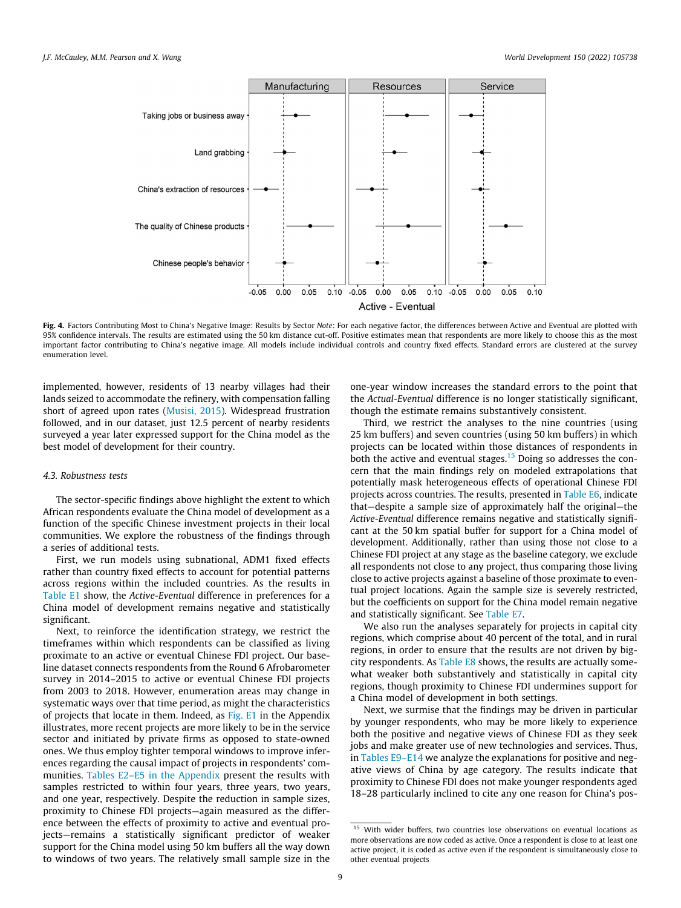**Fig. 4.** Factors Contributing Most to China's Negative Image: Results by Sector *Note*: For each negative factor, the differences between Active and Eventual are plotted with 95% confidence intervals. The results are estimated using the 50 km distance cut-off. Positive estimates mean that respondents are more likely to choose this as the most important factor contributing to China's negative image. All models include individual controls and country fixed effects. Standard errors are clustered at the survey enumeration level.

implemented, however, residents of 13 nearby villages had their lands seized to accommodate the refinery, with compensation falling short of agreed upon rates (Musisi, 2015). Widespread frustration followed, and in our dataset, just 12.5 percent of nearby residents surveyed a year later expressed support for the China model as the best model of development for their country.

### 4.3. Robustness tests

The sector-specific findings above highlight the extent to which African respondents evaluate the China model of development as a function of the specific Chinese investment projects in their local communities. We explore the robustness of the findings through a series of additional tests.

First, we run models using subnational, ADM1 fixed effects rather than country fixed effects to account for potential patterns across regions within the included countries. As the results in Table E1 show, the *Active-Eventual* difference in preferences for a China model of development remains negative and statistically significant.

Next, to reinforce the identification strategy, we restrict the timeframes within which respondents can be classified as living proximate to an active or eventual Chinese FDI project. Our baseline dataset connects respondents from the Round 6 Afrobarometer survey in 2014–2015 to active or eventual Chinese FDI projects from 2003 to 2018. However, enumeration areas may change in systematic ways over that time period, as might the characteristics of projects that locate in them. Indeed, as Fig. E1 in the Appendix illustrates, more recent projects are more likely to be in the service sector and initiated by private firms as opposed to state-owned ones. We thus employ tighter temporal windows to improve inferences regarding the causal impact of projects in respondents' communities. Tables E2–E5 in the Appendix present the results with samples restricted to within four years, three years, two years, and one year, respectively. Despite the reduction in sample sizes, proximity to Chinese FDI projects—again measured as the difference between the effects of proximity to active and eventual projects—remains a statistically significant predictor of weaker support for the China model using 50 km buffers all the way down to windows of two years. The relatively small sample size in the one-year window increases the standard errors to the point that the *Actual-Eventual* difference is no longer statistically significant, though the estimate remains substantively consistent.

Third, we restrict the analyses to the nine countries (using 25 km buffers) and seven countries (using 50 km buffers) in which projects can be located within those distances of respondents in both the active and eventual stages.[15] Doing so addresses the concern that the main findings rely on modeled extrapolations that potentially mask heterogeneous effects of operational Chinese FDI projects across countries. The results, presented in Table E6, indicate that—despite a sample size of approximately half the original—the *Active-Eventual* difference remains negative and statistically significant at the 50 km spatial buffer for support for a China model of development. Additionally, rather than using those not close to a Chinese FDI project at any stage as the baseline category, we exclude all respondents not close to any project, thus comparing those living close to active projects against a baseline of those proximate to eventual project locations. Again the sample size is severely restricted, but the coefficients on support for the China model remain negative and statistically significant. See Table E7.

We also run the analyses separately for projects in capital city regions, which comprise about 40 percent of the total, and in rural regions, in order to ensure that the results are not driven by big-city respondents. As Table E8 shows, the results are actually somewhat weaker both substantively and statistically in capital city regions, though proximity to Chinese FDI undermines support for a China model of development in both settings.

Next, we surmise that the findings may be driven in particular by younger respondents, who may be more likely to experience both the positive and negative views of Chinese FDI as they seek jobs and make greater use of new technologies and services. Thus, in Tables E9–E14 we analyze the explanations for positive and negative views of China by age category. The results indicate that proximity to Chinese FDI does not make younger respondents aged 18–28 particularly inclined to cite any one reason for China's pos-

[15] With wider buffers, two countries lose observations on eventual locations as more observations are now coded as active. Once a respondent is close to at least one active project, it is coded as active even if the respondent is simultaneously close to other eventual projects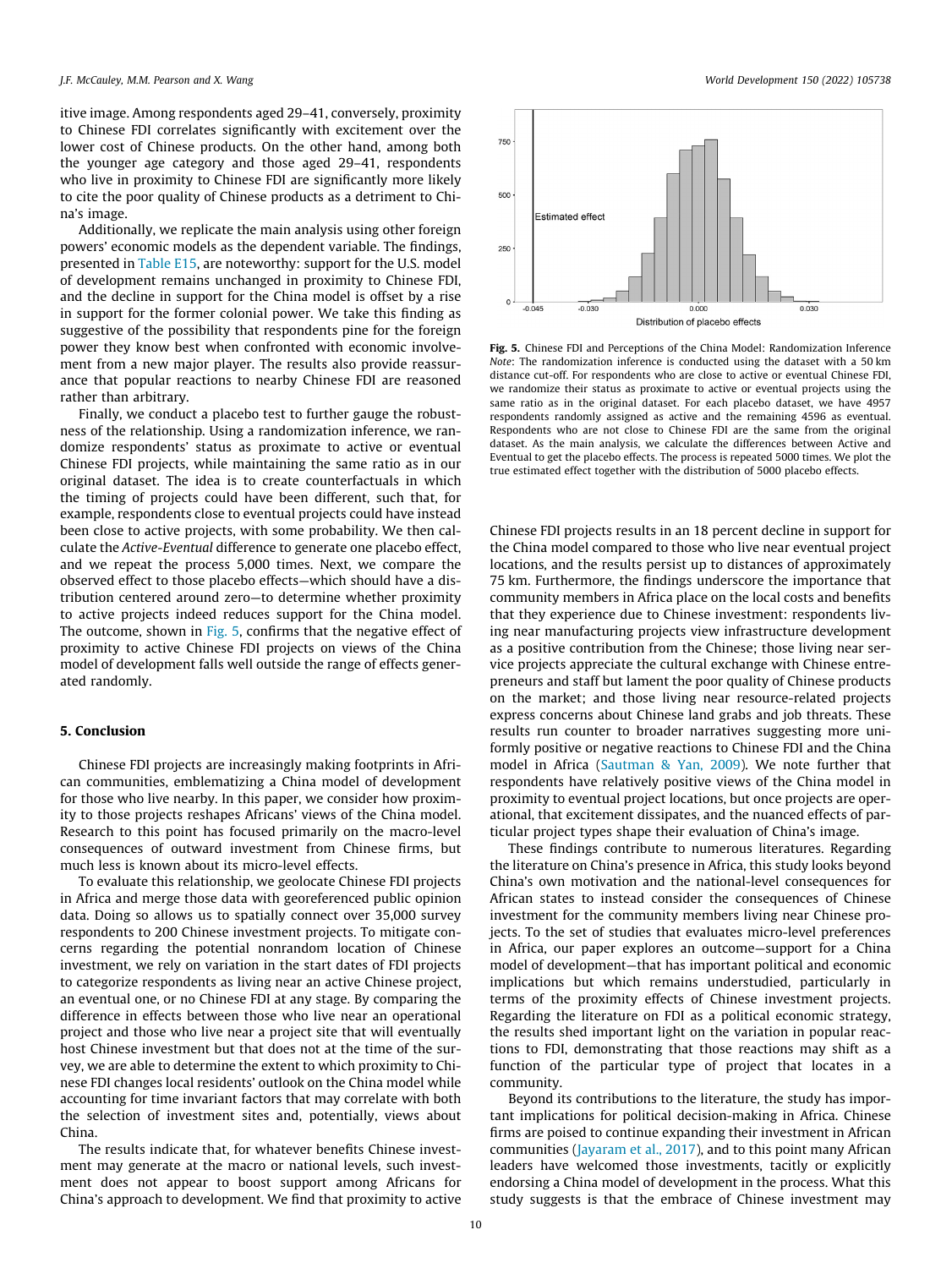itive image. Among respondents aged 29–41, conversely, proximity to Chinese FDI correlates significantly with excitement over the lower cost of Chinese products. On the other hand, among both the younger age category and those aged 29–41, respondents who live in proximity to Chinese FDI are significantly more likely to cite the poor quality of Chinese products as a detriment to China's image.

Additionally, we replicate the main analysis using other foreign powers' economic models as the dependent variable. The findings, presented in Table E15, are noteworthy: support for the U.S. model of development remains unchanged in proximity to Chinese FDI, and the decline in support for the China model is offset by a rise in support for the former colonial power. We take this finding as suggestive of the possibility that respondents pine for the foreign power they know best when confronted with economic involvement from a new major player. The results also provide reassurance that popular reactions to nearby Chinese FDI are reasoned rather than arbitrary.

Finally, we conduct a placebo test to further gauge the robustness of the relationship. Using a randomization inference, we randomize respondents' status as proximate to active or eventual Chinese FDI projects, while maintaining the same ratio as in our original dataset. The idea is to create counterfactuals in which the timing of projects could have been different, such that, for example, respondents close to eventual projects could have instead been close to active projects, with some probability. We then calculate the *Active-Eventual* difference to generate one placebo effect, and we repeat the process 5,000 times. Next, we compare the observed effect to those placebo effects—which should have a distribution centered around zero—to determine whether proximity to active projects indeed reduces support for the China model. The outcome, shown in Fig. 5, confirms that the negative effect of proximity to active Chinese FDI projects on views of the China model of development falls well outside the range of effects generated randomly.

**Fig. 5.** Chinese FDI and Perceptions of the China Model: Randomization Inference *Note*: The randomization inference is conducted using the dataset with a 50 km distance cut-off. For respondents who are close to active or eventual Chinese FDI, we randomize their status as proximate to active or eventual projects using the same ratio as in the original dataset. For each placebo dataset, we have 4957 respondents randomly assigned as active and the remaining 4596 as eventual. Respondents who are not close to Chinese FDI are the same from the original dataset. As the main analysis, we calculate the differences between Active and Eventual to get the placebo effects. The process is repeated 5000 times. We plot the true estimated effect together with the distribution of 5000 placebo effects.

## 5. Conclusion

Chinese FDI projects are increasingly making footprints in African communities, emblematizing a China model of development for those who live nearby. In this paper, we consider how proximity to those projects reshapes Africans' views of the China model. Research to this point has focused primarily on the macro-level consequences of outward investment from Chinese firms, but much less is known about its micro-level effects.

To evaluate this relationship, we geolocate Chinese FDI projects in Africa and merge those data with georeferenced public opinion data. Doing so allows us to spatially connect over 35,000 survey respondents to 200 Chinese investment projects. To mitigate concerns regarding the potential nonrandom location of Chinese investment, we rely on variation in the start dates of FDI projects to categorize respondents as living near an active Chinese project, an eventual one, or no Chinese FDI at any stage. By comparing the difference in effects between those who live near an operational project and those who live near a project site that will eventually host Chinese investment but that does not at the time of the survey, we are able to determine the extent to which proximity to Chinese FDI changes local residents' outlook on the China model while accounting for time invariant factors that may correlate with both the selection of investment sites and, potentially, views about China.

The results indicate that, for whatever benefits Chinese investment may generate at the macro or national levels, such investment does not appear to boost support among Africans for China's approach to development. We find that proximity to active Chinese FDI projects results in an 18 percent decline in support for the China model compared to those who live near eventual project locations, and the results persist up to distances of approximately 75 km. Furthermore, the findings underscore the importance that community members in Africa place on the local costs and benefits that they experience due to Chinese investment: respondents living near manufacturing projects view infrastructure development as a positive contribution from the Chinese; those living near service projects appreciate the cultural exchange with Chinese entrepreneurs and staff but lament the poor quality of Chinese products on the market; and those living near resource-related projects express concerns about Chinese land grabs and job threats. These results run counter to broader narratives suggesting more uniformly positive or negative reactions to Chinese FDI and the China model in Africa (Sautman & Yan, 2009). We note further that respondents have relatively positive views of the China model in proximity to eventual project locations, but once projects are operational, that excitement dissipates, and the nuanced effects of particular project types shape their evaluation of China's image.

These findings contribute to numerous literatures. Regarding the literature on China's presence in Africa, this study looks beyond China's own motivation and the national-level consequences for African states to instead consider the consequences of Chinese investment for the community members living near Chinese projects. To the set of studies that evaluates micro-level preferences in Africa, our paper explores an outcome—support for a China model of development—that has important political and economic implications but which remains understudied, particularly in terms of the proximity effects of Chinese investment projects. Regarding the literature on FDI as a political economic strategy, the results shed important light on the variation in popular reactions to FDI, demonstrating that those reactions may shift as a function of the particular type of project that locates in a community.

Beyond its contributions to the literature, the study has important implications for political decision-making in Africa. Chinese firms are poised to continue expanding their investment in African communities (Jayaram et al., 2017), and to this point many African leaders have welcomed those investments, tacitly or explicitly endorsing a China model of development in the process. What this study suggests is that the embrace of Chinese investment may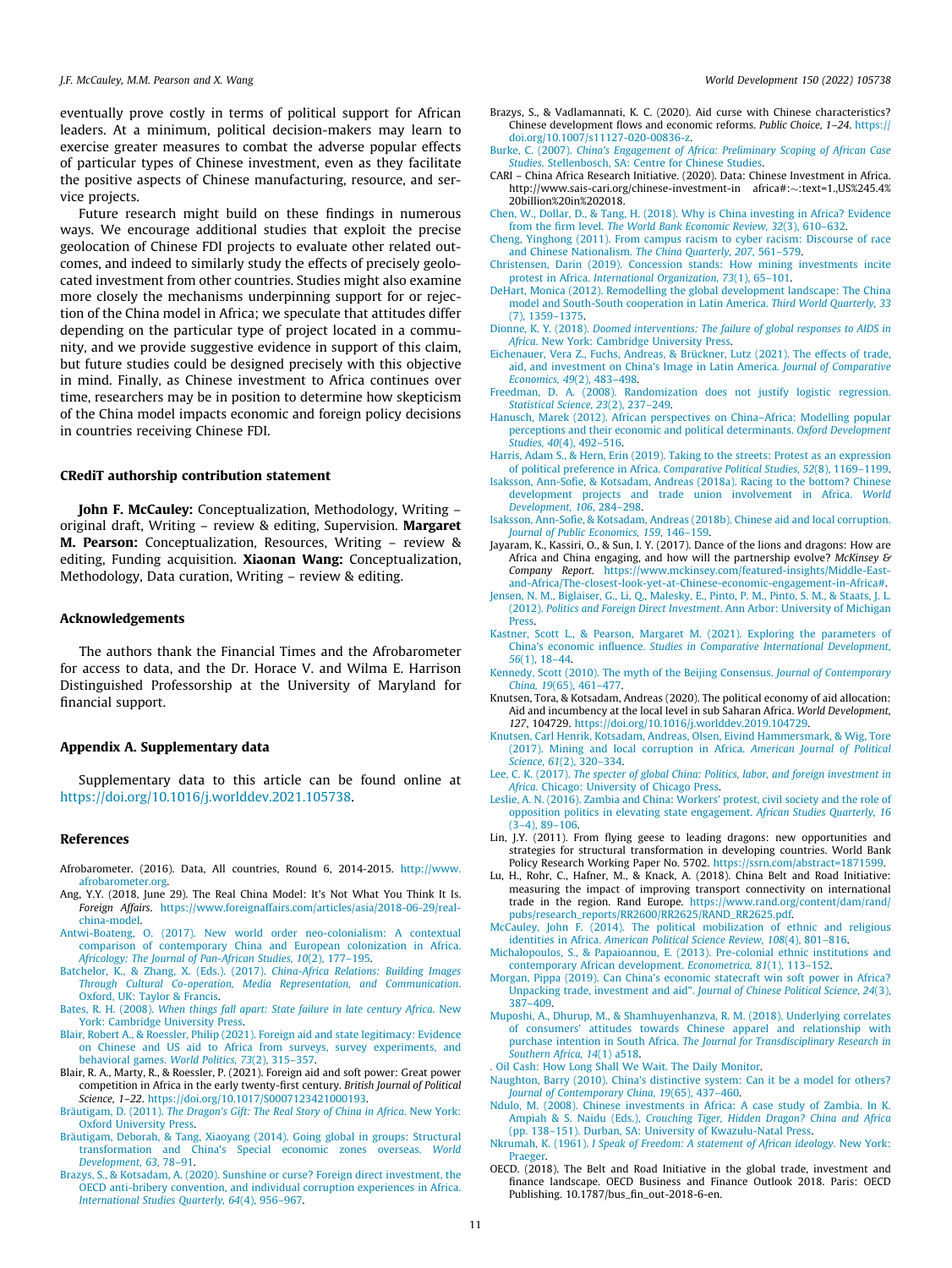eventually prove costly in terms of political support for African leaders. At a minimum, political decision-makers may learn to exercise greater measures to combat the adverse popular effects of particular types of Chinese investment, even as they facilitate the positive aspects of Chinese manufacturing, resource, and service projects.

Future research might build on these findings in numerous ways. We encourage additional studies that exploit the precise geolocation of Chinese FDI projects to evaluate other related outcomes, and indeed to similarly study the effects of precisely geolocated investment from other countries. Studies might also examine more closely the mechanisms underpinning support for or rejection of the China model in Africa; we speculate that attitudes differ depending on the particular type of project located in a community, and we provide suggestive evidence in support of this claim, but future studies could be designed precisely with this objective in mind. Finally, as Chinese investment to Africa continues over time, researchers may be in position to determine how skepticism of the China model impacts economic and foreign policy decisions in countries receiving Chinese FDI.

## CRediT authorship contribution statement

**John F. McCauley:** Conceptualization, Methodology, Writing – original draft, Writing – review & editing, Supervision. **Margaret M. Pearson:** Conceptualization, Resources, Writing – review & editing, Funding acquisition. **Xiaonan Wang:** Conceptualization, Methodology, Data curation, Writing – review & editing.

## Acknowledgements

The authors thank the Financial Times and the Afrobarometer for access to data, and the Dr. Horace V. and Wilma E. Harrison Distinguished Professorship at the University of Maryland for financial support.

## Appendix A. Supplementary data

Supplementary data to this article can be found online at https://doi.org/10.1016/j.worlddev.2021.105738.

## References

Afrobarometer. (2016). Data, All countries, Round 6, 2014-2015. http://www.afrobarometer.org.

Ang, Y.Y. (2018, June 29). The Real China Model: It's Not What You Think It Is. *Foreign Affairs*. https://www.foreignaffairs.com/articles/asia/2018-06-29/real-china-model.

Antwi-Boateng, O. (2017). New world order neo-colonialism: A contextual comparison of contemporary China and European colonization in Africa. *Africology: The Journal of Pan-African Studies, 10*(2), 177–195.

Batchelor, K., & Zhang, X. (Eds.). (2017). *China-Africa Relations: Building Images Through Cultural Co-operation, Media Representation, and Communication*. Oxford, UK: Taylor & Francis.

Bates, R. H. (2008). *When things fall apart: State failure in late century Africa*. New York: Cambridge University Press.

Blair, Robert A., & Roessler, Philip (2021). Foreign aid and state legitimacy: Evidence on Chinese and US aid to Africa from surveys, survey experiments, and behavioral games. *World Politics, 73*(2), 315–357.

Blair, R. A., Marty, R., & Roessler, P. (2021). Foreign aid and soft power: Great power competition in Africa in the early twenty-first century. *British Journal of Political Science, 1–22*. https://doi.org/10.1017/S0007123421000193.

Bräutigam, D. (2011). *The Dragon's Gift: The Real Story of China in Africa*. New York: Oxford University Press.

Bräutigam, Deborah, & Tang, Xiaoyang (2014). Going global in groups: Structural transformation and China's Special economic zones overseas. *World Development, 63*, 78–91.

Brazys, S., & Kotsadam, A. (2020). Sunshine or curse? Foreign direct investment, the OECD anti-bribery convention, and individual corruption experiences in Africa. *International Studies Quarterly, 64*(4), 956–967.

Brazys, S., & Vadlamannati, K. C. (2020). Aid curse with Chinese characteristics? Chinese development flows and economic reforms. *Public Choice, 1–24*. https://doi.org/10.1007/s11127-020-00836-z.

Burke, C. (2007). *China's Engagement of Africa: Preliminary Scoping of African Case Studies*. Stellenbosch, SA: Centre for Chinese Studies.

CARI – China Africa Research Initiative. (2020). Data: Chinese Investment in Africa. http://www.sais-cari.org/chinese-investment-in africa#:~:text=1.,US%245.4%20billion%20in%202018.

Chen, W., Dollar, D., & Tang, H. (2018). Why is China investing in Africa? Evidence from the firm level. *The World Bank Economic Review, 32*(3), 610–632.

Cheng, Yinghong (2011). From campus racism to cyber racism: Discourse of race and Chinese Nationalism. *The China Quarterly, 207*, 561–579.

Christensen, Darin (2019). Concession stands: How mining investments incite protest in Africa. *International Organization, 73*(1), 65–101.

DeHart, Monica (2012). Remodelling the global development landscape: The China model and South-South cooperation in Latin America. *Third World Quarterly, 33*(7), 1359–1375.

Dionne, K. Y. (2018). *Doomed interventions: The failure of global responses to AIDS in Africa*. New York: Cambridge University Press.

Eichenauer, Vera Z., Fuchs, Andreas, & Brückner, Lutz (2021). The effects of trade, aid, and investment on China's Image in Latin America. *Journal of Comparative Economics, 49*(2), 483–498.

Freedman, D. A. (2008). Randomization does not justify logistic regression. *Statistical Science, 23*(2), 237–249.

Hanusch, Marek (2012). African perspectives on China–Africa: Modelling popular perceptions and their economic and political determinants. *Oxford Development Studies, 40*(4), 492–516.

Harris, Adam S., & Hern, Erin (2019). Taking to the streets: Protest as an expression of political preference in Africa. *Comparative Political Studies, 52*(8), 1169–1199.

Isaksson, Ann-Sofie, & Kotsadam, Andreas (2018a). Racing to the bottom? Chinese development projects and trade union involvement in Africa. *World Development, 106*, 284–298.

Isaksson, Ann-Sofie, & Kotsadam, Andreas (2018b). Chinese aid and local corruption. *Journal of Public Economics, 159*, 146–159.

Jayaram, K., Kassiri, O., & Sun, I. Y. (2017). Dance of the lions and dragons: How are Africa and China engaging, and how will the partnership evolve? *McKinsey & Company Report*. https://www.mckinsey.com/featured-insights/Middle-East-and-Africa/The-closest-look-yet-at-Chinese-economic-engagement-in-Africa#.

Jensen, N. M., Biglaiser, G., Li, Q., Malesky, E., Pinto, P. M., Pinto, S. M., & Staats, J. L. (2012). *Politics and Foreign Direct Investment*. Ann Arbor: University of Michigan Press.

Kastner, Scott L., & Pearson, Margaret M. (2021). Exploring the parameters of China's economic influence. *Studies in Comparative International Development, 56*(1), 18–44.

Kennedy, Scott (2010). The myth of the Beijing Consensus. *Journal of Contemporary China, 19*(65), 461–477.

Knutsen, Tora, & Kotsadam, Andreas (2020). The political economy of aid allocation: Aid and incumbency at the local level in sub Saharan Africa. *World Development, 127*, 104729. https://doi.org/10.1016/j.worlddev.2019.104729.

Knutsen, Carl Henrik, Kotsadam, Andreas, Olsen, Eivind Hammersmark, & Wig, Tore (2017). Mining and local corruption in Africa. *American Journal of Political Science, 61*(2), 320–334.

Lee, C. K. (2017). *The specter of global China: Politics, labor, and foreign investment in Africa*. Chicago: University of Chicago Press.

Leslie, A. N. (2016). Zambia and China: Workers' protest, civil society and the role of opposition politics in elevating state engagement. *African Studies Quarterly, 16*(3–4), 89–106.

Lin, J.Y. (2011). From flying geese to leading dragons: new opportunities and strategies for structural transformation in developing countries. World Bank Policy Research Working Paper No. 5702. https://ssrn.com/abstract=1871599.

Lu, H., Rohr, C., Hafner, M., & Knack, A. (2018). China Belt and Road Initiative: measuring the impact of improving transport connectivity on international trade in the region. Rand Europe. https://www.rand.org/content/dam/rand/pubs/research_reports/RR2600/RR2625/RAND_RR2625.pdf.

McCauley, John F. (2014). The political mobilization of ethnic and religious identities in Africa. *American Political Science Review, 108*(4), 801–816.

Michalopoulos, S., & Papaioannou, E. (2013). Pre-colonial ethnic institutions and contemporary African development. *Econometrica, 81*(1), 113–152.

Morgan, Pippa (2019). Can China's economic statecraft win soft power in Africa? Unpacking trade, investment and aid". *Journal of Chinese Political Science, 24*(3), 387–409.

Muposhi, A., Dhurup, M., & Shamhuyenhanzva, R. M. (2018). Underlying correlates of consumers' attitudes towards Chinese apparel and relationship with purchase intention in South Africa. *The Journal for Transdisciplinary Research in Southern Africa, 14*(1) a518.

. Oil Cash: How Long Shall We Wait. The Daily Monitor.

Naughton, Barry (2010). China's distinctive system: Can it be a model for others? *Journal of Contemporary China, 19*(65), 437–460.

Ndulo, M. (2008). Chinese investments in Africa: A case study of Zambia. In K. Ampiah & S. Naidu (Eds.), *Crouching Tiger, Hidden Dragon? China and Africa* (pp. 138–151). Durban, SA: University of Kwazulu-Natal Press.

Nkrumah, K. (1961). *I Speak of Freedom: A statement of African ideology*. New York: Praeger.

OECD. (2018). The Belt and Road Initiative in the global trade, investment and finance landscape. OECD Business and Finance Outlook 2018. Paris: OECD Publishing. 10.1787/bus_fin_out-2018-6-en.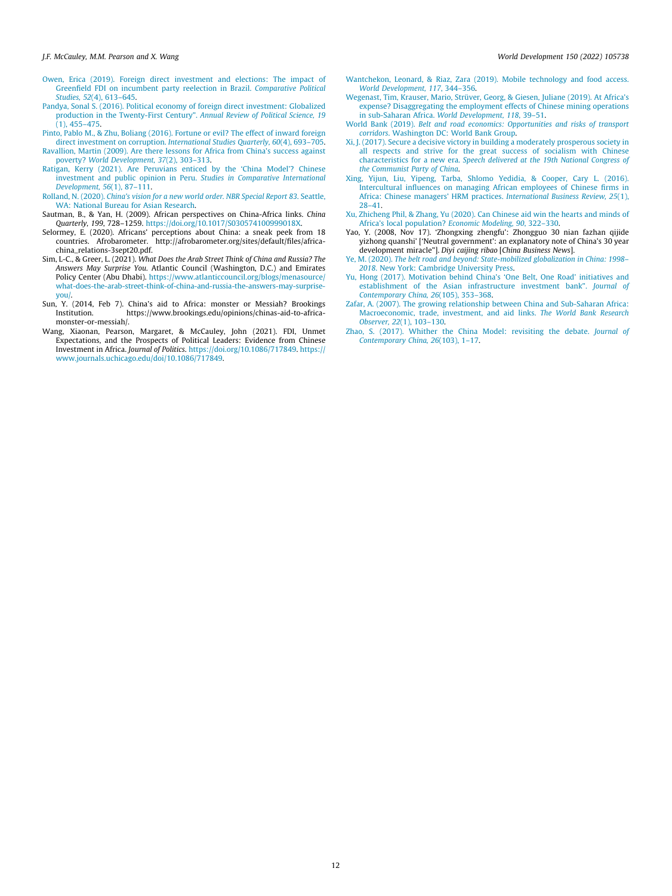Owen, Erica (2019). Foreign direct investment and elections: The impact of Greenfield FDI on incumbent party reelection in Brazil. *Comparative Political Studies, 52*(4), 613–645.

Pandya, Sonal S. (2016). Political economy of foreign direct investment: Globalized production in the Twenty-First Century". *Annual Review of Political Science, 19*(1), 455–475.

Pinto, Pablo M., & Zhu, Boliang (2016). Fortune or evil? The effect of inward foreign direct investment on corruption. *International Studies Quarterly, 60*(4), 693–705.

Ravallion, Martin (2009). Are there lessons for Africa from China's success against poverty? *World Development, 37*(2), 303–313.

Ratigan, Kerry (2021). Are Peruvians enticed by the 'China Model'? Chinese investment and public opinion in Peru. *Studies in Comparative International Development, 56*(1), 87–111.

Rolland, N. (2020). *China's vision for a new world order. NBR Special Report 83*. Seattle, WA: National Bureau for Asian Research.

Sautman, B., & Yan, H. (2009). African perspectives on China-Africa links. *China Quarterly, 199*, 728–1259. https://doi.org/10.1017/S030574100999018X.

Selormey, E. (2020). Africans' perceptions about China: a sneak peek from 18 countries. Afrobarometer. http://afrobarometer.org/sites/default/files/africa-china_relations-3sept20.pdf.

Sim, L-C., & Greer, L. (2021). *What Does the Arab Street Think of China and Russia? The Answers May Surprise You.* Atlantic Council (Washington, D.C.) and Emirates Policy Center (Abu Dhabi). https://www.atlanticcouncil.org/blogs/menasource/what-does-the-arab-street-think-of-china-and-russia-the-answers-may-surprise-you/.

Sun, Y. (2014, Feb 7). China's aid to Africa: monster or Messiah? Brookings Institution. https://www.brookings.edu/opinions/chinas-aid-to-africa-monster-or-messiah/.

Wang, Xiaonan, Pearson, Margaret, & McCauley, John (2021). FDI, Unmet Expectations, and the Prospects of Political Leaders: Evidence from Chinese Investment in Africa. *Journal of Politics*. https://doi.org/10.1086/717849. https://www.journals.uchicago.edu/doi/10.1086/717849.

Wantchekon, Leonard, & Riaz, Zara (2019). Mobile technology and food access. *World Development, 117*, 344–356.

Wegenast, Tim, Krauser, Mario, Strüver, Georg, & Giesen, Juliane (2019). At Africa's expense? Disaggregating the employment effects of Chinese mining operations in sub-Saharan Africa. *World Development, 118*, 39–51.

World Bank (2019). *Belt and road economics: Opportunities and risks of transport corridors*. Washington DC: World Bank Group.

Xi, J. (2017). Secure a decisive victory in building a moderately prosperous society in all respects and strive for the great success of socialism with Chinese characteristics for a new era. *Speech delivered at the 19th National Congress of the Communist Party of China*.

Xing, Yijun, Liu, Yipeng, Tarba, Shlomo Yedidia, & Cooper, Cary L. (2016). Intercultural influences on managing African employees of Chinese firms in Africa: Chinese managers' HRM practices. *International Business Review, 25*(1), 28–41.

Xu, Zhicheng Phil, & Zhang, Yu (2020). Can Chinese aid win the hearts and minds of Africa's local population? *Economic Modeling, 90*, 322–330.

Yao, Y. (2008, Nov 17). 'Zhongxing zhengfu': Zhongguo 30 nian fazhan qijide yizhong quanshi' ['Neutral government': an explanatory note of China's 30 year development miracle"]. *Diyi caijing ribao* [*China Business News*].

Ye, M. (2020). *The belt road and beyond: State-mobilized globalization in China: 1998–2018*. New York: Cambridge University Press.

Yu, Hong (2017). Motivation behind China's 'One Belt, One Road' initiatives and establishment of the Asian infrastructure investment bank". *Journal of Contemporary China, 26*(105), 353–368.

Zafar, A. (2007). The growing relationship between China and Sub-Saharan Africa: Macroeconomic, trade, investment, and aid links. *The World Bank Research Observer, 22*(1), 103–130.

Zhao, S. (2017). Whither the China Model: revisiting the debate. *Journal of Contemporary China, 26*(103), 1–17.